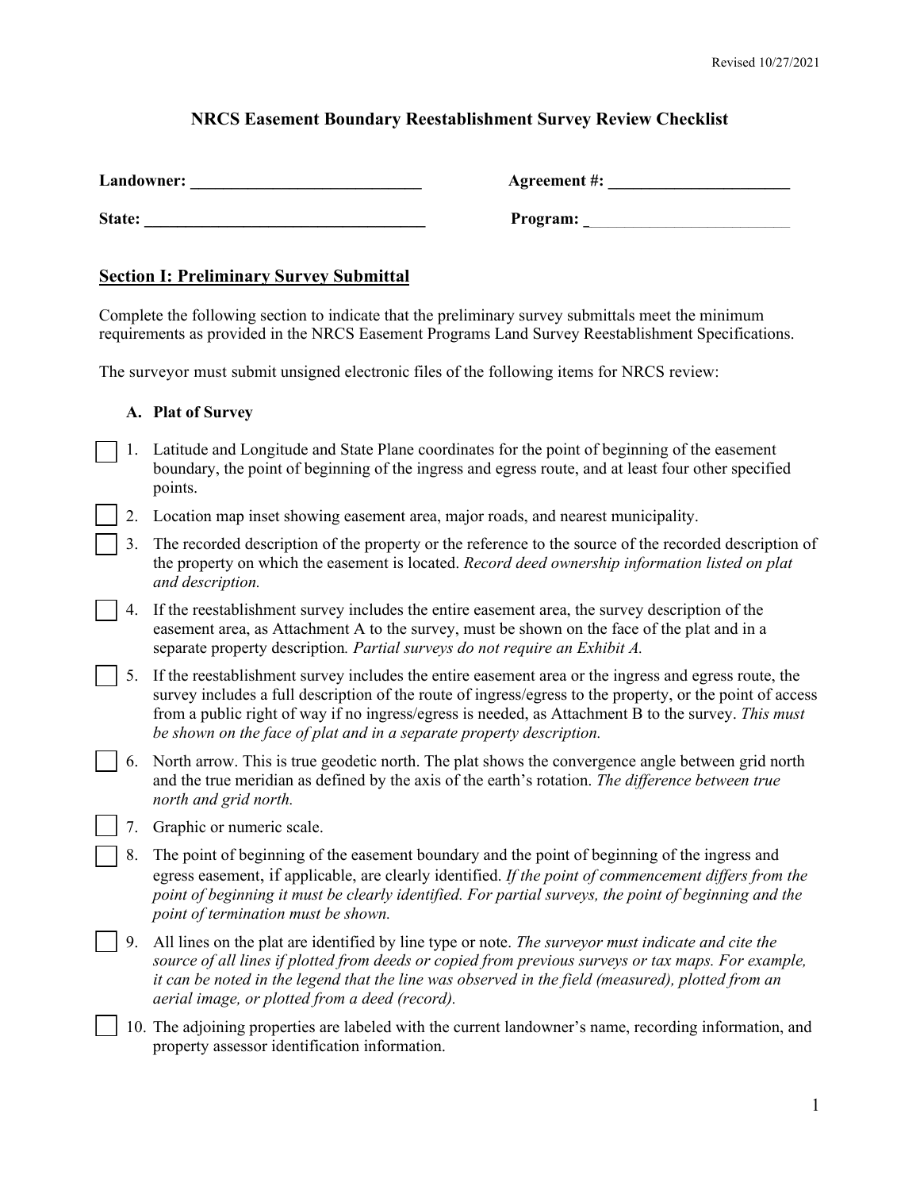# NRCS Easement Boundary Reestablishment Survey Review Checklist

**Landowner:** ____________________________ **Agreement #:** ______________________

**State:** __________________________________ **Program:** __________________________

## Section I: Preliminary Survey Submittal

Complete the following section to indicate that the preliminary survey submittals meet the minimum requirements as provided in the NRCS Easement Programs Land Survey Reestablishment Specifications.

The surveyor must submit unsigned electronic files of the following items for NRCS review:

### A. Plat of Survey

- [ ] 1. Latitude and Longitude and State Plane coordinates for the point of beginning of the easement boundary, the point of beginning of the ingress and egress route, and at least four other specified points.
- [ ] 2. Location map inset showing easement area, major roads, and nearest municipality.
- [ ] 3. The recorded description of the property or the reference to the source of the recorded description of the property on which the easement is located. *Record deed ownership information listed on plat and description.*
- [ ] 4. If the reestablishment survey includes the entire easement area, the survey description of the easement area, as Attachment A to the survey, must be shown on the face of the plat and in a separate property description*. Partial surveys do not require an Exhibit A.*
- [ ] 5. If the reestablishment survey includes the entire easement area or the ingress and egress route, the survey includes a full description of the route of ingress/egress to the property, or the point of access from a public right of way if no ingress/egress is needed, as Attachment B to the survey. *This must be shown on the face of plat and in a separate property description.*
- [ ] 6. North arrow. This is true geodetic north. The plat shows the convergence angle between grid north and the true meridian as defined by the axis of the earth's rotation. *The difference between true north and grid north.*
- [ ] 7. Graphic or numeric scale.
- [ ] 8. The point of beginning of the easement boundary and the point of beginning of the ingress and egress easement, if applicable, are clearly identified. *If the point of commencement differs from the point of beginning it must be clearly identified. For partial surveys, the point of beginning and the point of termination must be shown.*
- [ ] 9. All lines on the plat are identified by line type or note. *The surveyor must indicate and cite the source of all lines if plotted from deeds or copied from previous surveys or tax maps. For example, it can be noted in the legend that the line was observed in the field (measured), plotted from an aerial image, or plotted from a deed (record).*
- [ ] 10. The adjoining properties are labeled with the current landowner's name, recording information, and property assessor identification information.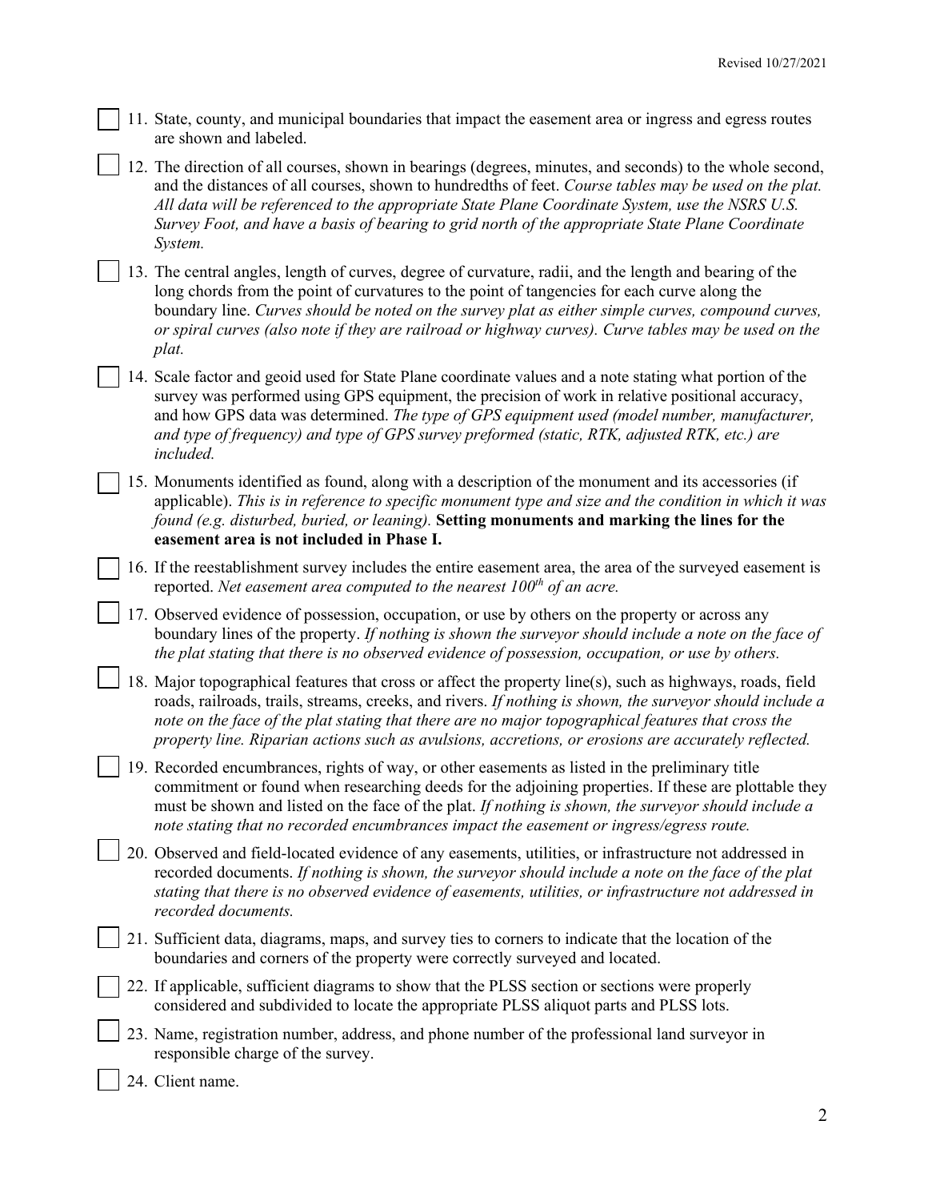- [ ] 11. State, county, and municipal boundaries that impact the easement area or ingress and egress routes are shown and labeled.
- [ ] 12. The direction of all courses, shown in bearings (degrees, minutes, and seconds) to the whole second, and the distances of all courses, shown to hundredths of feet. *Course tables may be used on the plat. All data will be referenced to the appropriate State Plane Coordinate System, use the NSRS U.S. Survey Foot, and have a basis of bearing to grid north of the appropriate State Plane Coordinate System.*
- [ ] 13. The central angles, length of curves, degree of curvature, radii, and the length and bearing of the long chords from the point of curvatures to the point of tangencies for each curve along the boundary line. *Curves should be noted on the survey plat as either simple curves, compound curves, or spiral curves (also note if they are railroad or highway curves). Curve tables may be used on the plat.*
- [ ] 14. Scale factor and geoid used for State Plane coordinate values and a note stating what portion of the survey was performed using GPS equipment, the precision of work in relative positional accuracy, and how GPS data was determined. *The type of GPS equipment used (model number, manufacturer, and type of frequency) and type of GPS survey preformed (static, RTK, adjusted RTK, etc.) are included.*
- [ ] 15. Monuments identified as found, along with a description of the monument and its accessories (if applicable). *This is in reference to specific monument type and size and the condition in which it was found (e.g. disturbed, buried, or leaning).* **Setting monuments and marking the lines for the easement area is not included in Phase I.**
- [ ] 16. If the reestablishment survey includes the entire easement area, the area of the surveyed easement is reported. *Net easement area computed to the nearest 100th of an acre.*
- [ ] 17. Observed evidence of possession, occupation, or use by others on the property or across any boundary lines of the property. *If nothing is shown the surveyor should include a note on the face of the plat stating that there is no observed evidence of possession, occupation, or use by others.*
- [ ] 18. Major topographical features that cross or affect the property line(s), such as highways, roads, field roads, railroads, trails, streams, creeks, and rivers. *If nothing is shown, the surveyor should include a note on the face of the plat stating that there are no major topographical features that cross the property line. Riparian actions such as avulsions, accretions, or erosions are accurately reflected.*
- [ ] 19. Recorded encumbrances, rights of way, or other easements as listed in the preliminary title commitment or found when researching deeds for the adjoining properties. If these are plottable they must be shown and listed on the face of the plat. *If nothing is shown, the surveyor should include a note stating that no recorded encumbrances impact the easement or ingress/egress route.*
- [ ] 20. Observed and field-located evidence of any easements, utilities, or infrastructure not addressed in recorded documents. *If nothing is shown, the surveyor should include a note on the face of the plat stating that there is no observed evidence of easements, utilities, or infrastructure not addressed in recorded documents.*
- [ ] 21. Sufficient data, diagrams, maps, and survey ties to corners to indicate that the location of the boundaries and corners of the property were correctly surveyed and located.
- [ ] 22. If applicable, sufficient diagrams to show that the PLSS section or sections were properly considered and subdivided to locate the appropriate PLSS aliquot parts and PLSS lots.
- [ ] 23. Name, registration number, address, and phone number of the professional land surveyor in responsible charge of the survey.
- [ ] 24. Client name.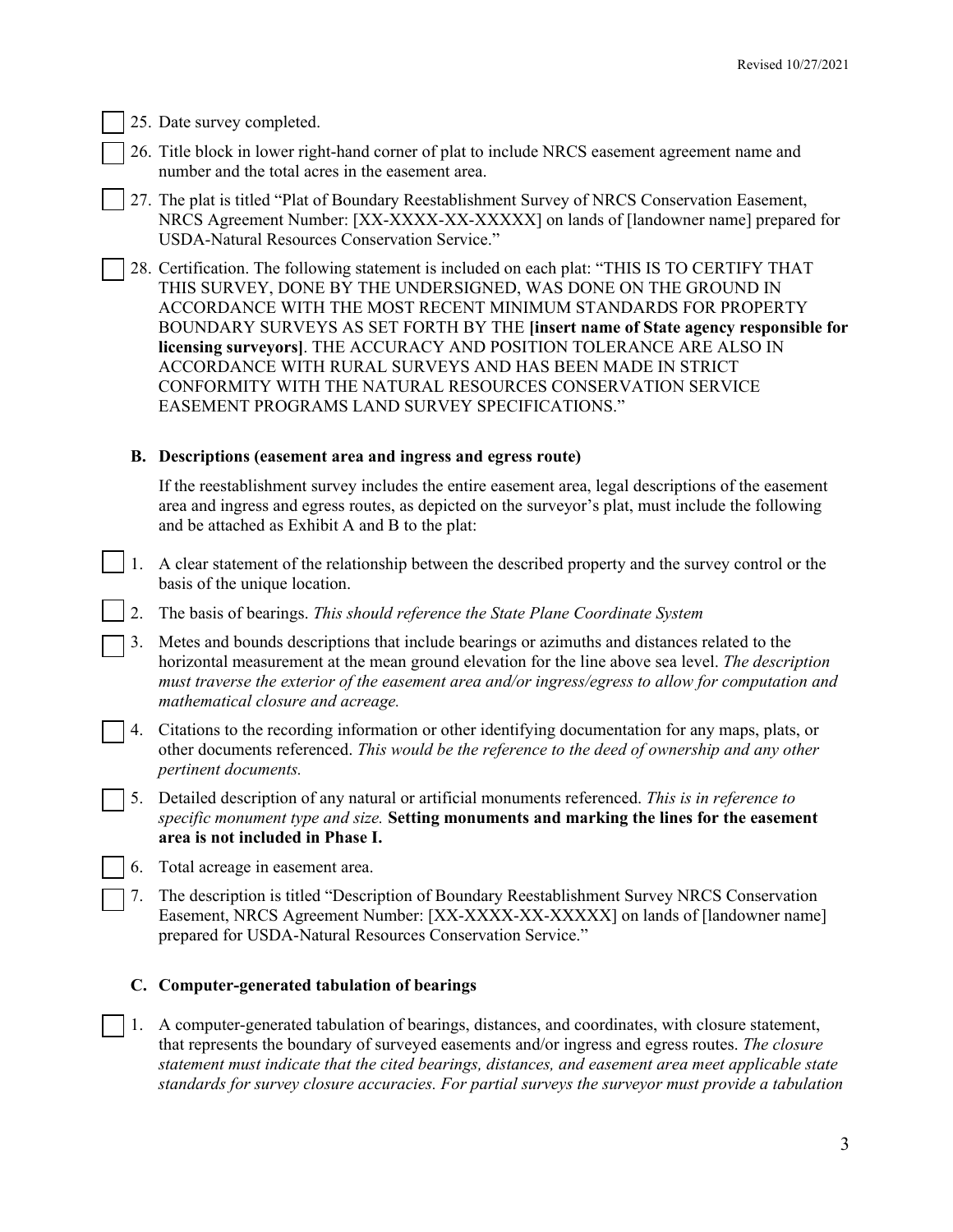- [ ] 25. Date survey completed.
- [ ] 26. Title block in lower right-hand corner of plat to include NRCS easement agreement name and number and the total acres in the easement area.
- [ ] 27. The plat is titled "Plat of Boundary Reestablishment Survey of NRCS Conservation Easement, NRCS Agreement Number: [XX-XXXX-XX-XXXXX] on lands of [landowner name] prepared for USDA-Natural Resources Conservation Service."
- [ ] 28. Certification. The following statement is included on each plat: "THIS IS TO CERTIFY THAT THIS SURVEY, DONE BY THE UNDERSIGNED, WAS DONE ON THE GROUND IN ACCORDANCE WITH THE MOST RECENT MINIMUM STANDARDS FOR PROPERTY BOUNDARY SURVEYS AS SET FORTH BY THE **[insert name of State agency responsible for licensing surveyors]**. THE ACCURACY AND POSITION TOLERANCE ARE ALSO IN ACCORDANCE WITH RURAL SURVEYS AND HAS BEEN MADE IN STRICT CONFORMITY WITH THE NATURAL RESOURCES CONSERVATION SERVICE EASEMENT PROGRAMS LAND SURVEY SPECIFICATIONS."

### B. Descriptions (easement area and ingress and egress route)

If the reestablishment survey includes the entire easement area, legal descriptions of the easement area and ingress and egress routes, as depicted on the surveyor's plat, must include the following and be attached as Exhibit A and B to the plat:

- [ ] 1. A clear statement of the relationship between the described property and the survey control or the basis of the unique location.
- [ ] 2. The basis of bearings. *This should reference the State Plane Coordinate System*
- [ ] 3. Metes and bounds descriptions that include bearings or azimuths and distances related to the horizontal measurement at the mean ground elevation for the line above sea level. *The description must traverse the exterior of the easement area and/or ingress/egress to allow for computation and mathematical closure and acreage.*
- [ ] 4. Citations to the recording information or other identifying documentation for any maps, plats, or other documents referenced. *This would be the reference to the deed of ownership and any other pertinent documents.*
- [ ] 5. Detailed description of any natural or artificial monuments referenced. *This is in reference to specific monument type and size.* **Setting monuments and marking the lines for the easement area is not included in Phase I.**
- [ ] 6. Total acreage in easement area.
- [ ] 7. The description is titled "Description of Boundary Reestablishment Survey NRCS Conservation Easement, NRCS Agreement Number: [XX-XXXX-XX-XXXXX] on lands of [landowner name] prepared for USDA-Natural Resources Conservation Service."

### C. Computer-generated tabulation of bearings

- [ ] 1. A computer-generated tabulation of bearings, distances, and coordinates, with closure statement, that represents the boundary of surveyed easements and/or ingress and egress routes. *The closure statement must indicate that the cited bearings, distances, and easement area meet applicable state standards for survey closure accuracies. For partial surveys the surveyor must provide a tabulation*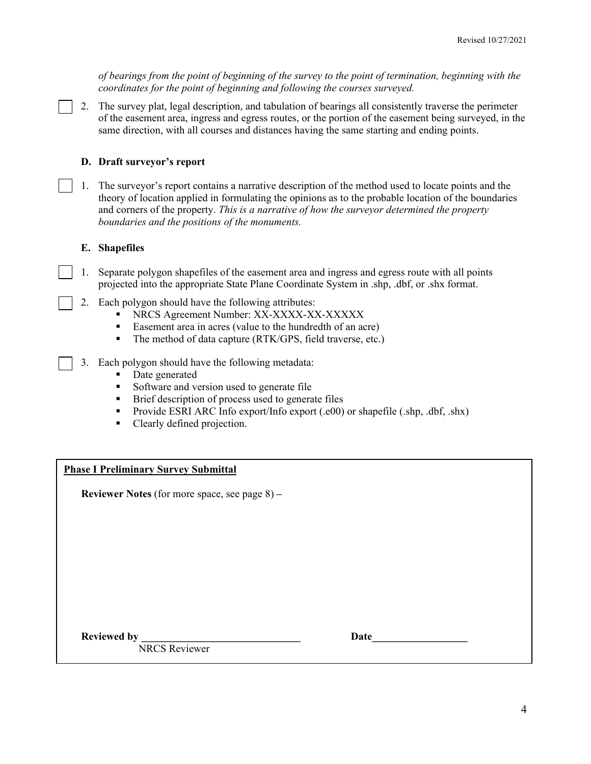*of bearings from the point of beginning of the survey to the point of termination, beginning with the coordinates for the point of beginning and following the courses surveyed.*

☐ 2. The survey plat, legal description, and tabulation of bearings all consistently traverse the perimeter of the easement area, ingress and egress routes, or the portion of the easement being surveyed, in the same direction, with all courses and distances having the same starting and ending points.

**D. Draft surveyor's report**

☐ 1. The surveyor's report contains a narrative description of the method used to locate points and the theory of location applied in formulating the opinions as to the probable location of the boundaries and corners of the property. *This is a narrative of how the surveyor determined the property boundaries and the positions of the monuments.*

**E. Shapefiles**

☐ 1. Separate polygon shapefiles of the easement area and ingress and egress route with all points projected into the appropriate State Plane Coordinate System in .shp, .dbf, or .shx format.

☐ 2. Each polygon should have the following attributes:
- NRCS Agreement Number: XX-XXXX-XX-XXXXX
- Easement area in acres (value to the hundredth of an acre)
- The method of data capture (RTK/GPS, field traverse, etc.)

☐ 3. Each polygon should have the following metadata:
- Date generated
- Software and version used to generate file
- Brief description of process used to generate files
- Provide ESRI ARC Info export/Info export (.e00) or shapefile (.shp, .dbf, .shx)
- Clearly defined projection.

---

**Phase I Preliminary Survey Submittal**

**Reviewer Notes** (for more space, see page 8) –

**Reviewed by** ______________________________ **Date**__________________
NRCS Reviewer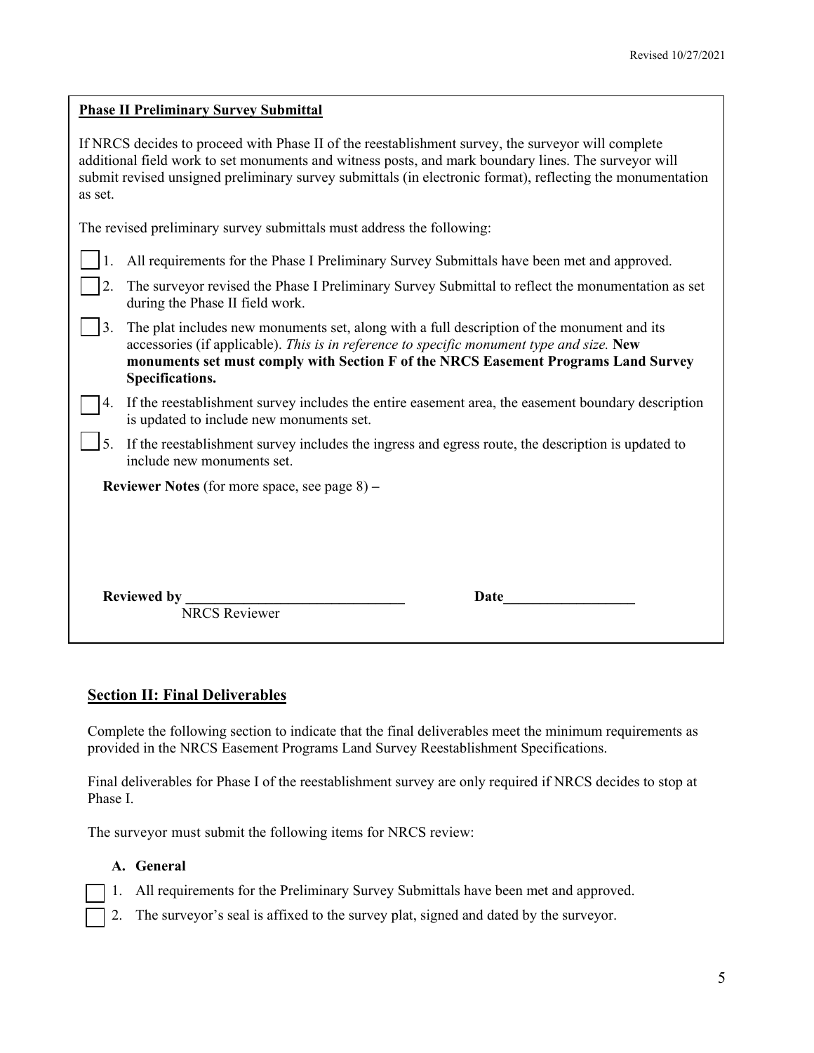**Phase II Preliminary Survey Submittal**

If NRCS decides to proceed with Phase II of the reestablishment survey, the surveyor will complete additional field work to set monuments and witness posts, and mark boundary lines. The surveyor will submit revised unsigned preliminary survey submittals (in electronic format), reflecting the monumentation as set.

The revised preliminary survey submittals must address the following:

- [ ] 1. All requirements for the Phase I Preliminary Survey Submittals have been met and approved.
- [ ] 2. The surveyor revised the Phase I Preliminary Survey Submittal to reflect the monumentation as set during the Phase II field work.
- [ ] 3. The plat includes new monuments set, along with a full description of the monument and its accessories (if applicable). *This is in reference to specific monument type and size.* **New monuments set must comply with Section F of the NRCS Easement Programs Land Survey Specifications.**
- [ ] 4. If the reestablishment survey includes the entire easement area, the easement boundary description is updated to include new monuments set.
- [ ] 5. If the reestablishment survey includes the ingress and egress route, the description is updated to include new monuments set.

**Reviewer Notes** (for more space, see page 8) **–**

**Reviewed by** ______________________________ **Date**__________________
NRCS Reviewer

## Section II: Final Deliverables

Complete the following section to indicate that the final deliverables meet the minimum requirements as provided in the NRCS Easement Programs Land Survey Reestablishment Specifications.

Final deliverables for Phase I of the reestablishment survey are only required if NRCS decides to stop at Phase I.

The surveyor must submit the following items for NRCS review:

### A. General

- [ ] 1. All requirements for the Preliminary Survey Submittals have been met and approved.
- [ ] 2. The surveyor's seal is affixed to the survey plat, signed and dated by the surveyor.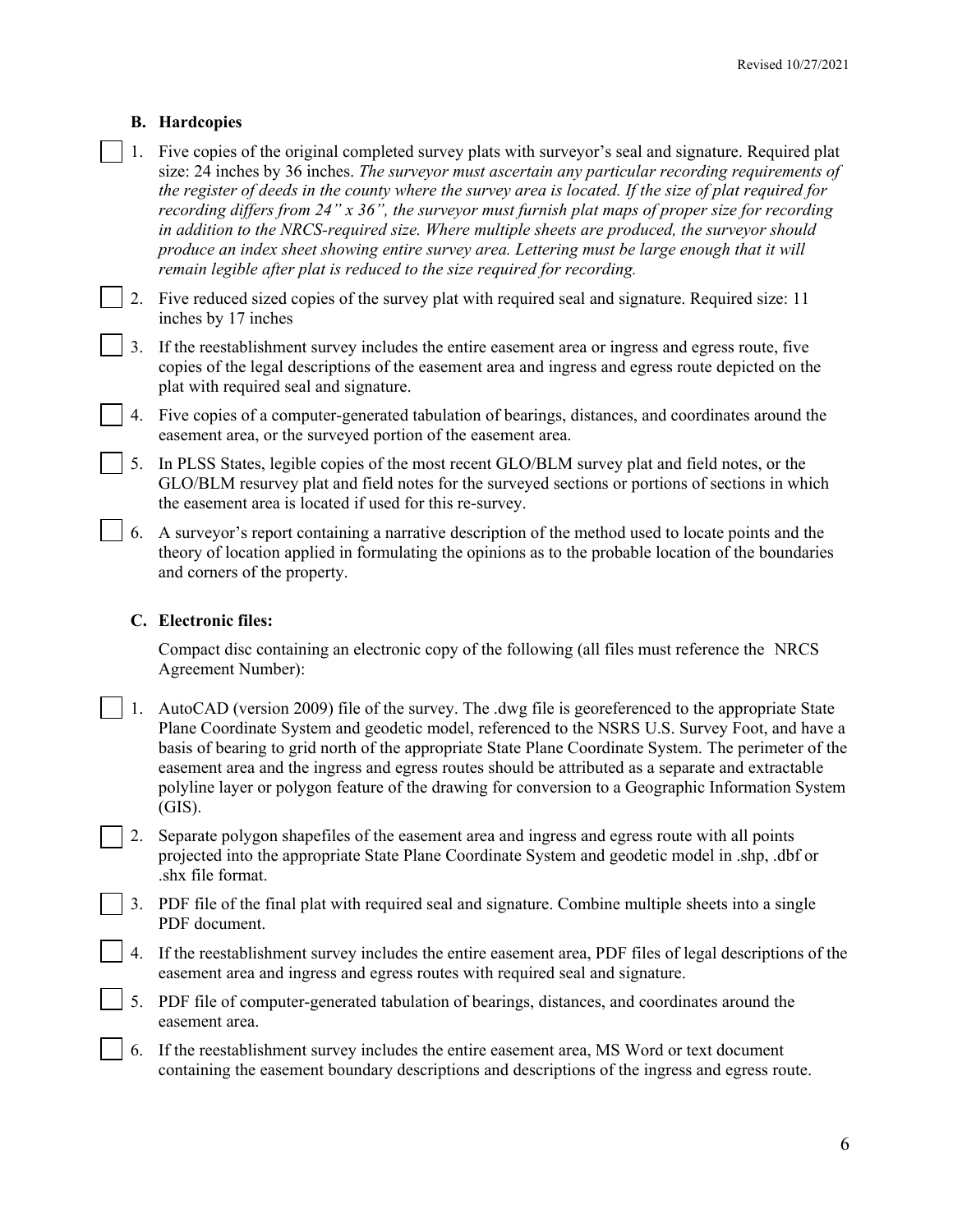### B. Hardcopies

- [ ] 1. Five copies of the original completed survey plats with surveyor's seal and signature. Required plat size: 24 inches by 36 inches. *The surveyor must ascertain any particular recording requirements of the register of deeds in the county where the survey area is located. If the size of plat required for recording differs from 24" x 36", the surveyor must furnish plat maps of proper size for recording in addition to the NRCS-required size. Where multiple sheets are produced, the surveyor should produce an index sheet showing entire survey area. Lettering must be large enough that it will remain legible after plat is reduced to the size required for recording.*
- [ ] 2. Five reduced sized copies of the survey plat with required seal and signature. Required size: 11 inches by 17 inches
- [ ] 3. If the reestablishment survey includes the entire easement area or ingress and egress route, five copies of the legal descriptions of the easement area and ingress and egress route depicted on the plat with required seal and signature.
- [ ] 4. Five copies of a computer-generated tabulation of bearings, distances, and coordinates around the easement area, or the surveyed portion of the easement area.
- [ ] 5. In PLSS States, legible copies of the most recent GLO/BLM survey plat and field notes, or the GLO/BLM resurvey plat and field notes for the surveyed sections or portions of sections in which the easement area is located if used for this re-survey.
- [ ] 6. A surveyor's report containing a narrative description of the method used to locate points and the theory of location applied in formulating the opinions as to the probable location of the boundaries and corners of the property.

### C. Electronic files:

Compact disc containing an electronic copy of the following (all files must reference the NRCS Agreement Number):

- [ ] 1. AutoCAD (version 2009) file of the survey. The .dwg file is georeferenced to the appropriate State Plane Coordinate System and geodetic model, referenced to the NSRS U.S. Survey Foot, and have a basis of bearing to grid north of the appropriate State Plane Coordinate System. The perimeter of the easement area and the ingress and egress routes should be attributed as a separate and extractable polyline layer or polygon feature of the drawing for conversion to a Geographic Information System (GIS).
- [ ] 2. Separate polygon shapefiles of the easement area and ingress and egress route with all points projected into the appropriate State Plane Coordinate System and geodetic model in .shp, .dbf or .shx file format.
- [ ] 3. PDF file of the final plat with required seal and signature. Combine multiple sheets into a single PDF document.
- [ ] 4. If the reestablishment survey includes the entire easement area, PDF files of legal descriptions of the easement area and ingress and egress routes with required seal and signature.
- [ ] 5. PDF file of computer-generated tabulation of bearings, distances, and coordinates around the easement area.
- [ ] 6. If the reestablishment survey includes the entire easement area, MS Word or text document containing the easement boundary descriptions and descriptions of the ingress and egress route.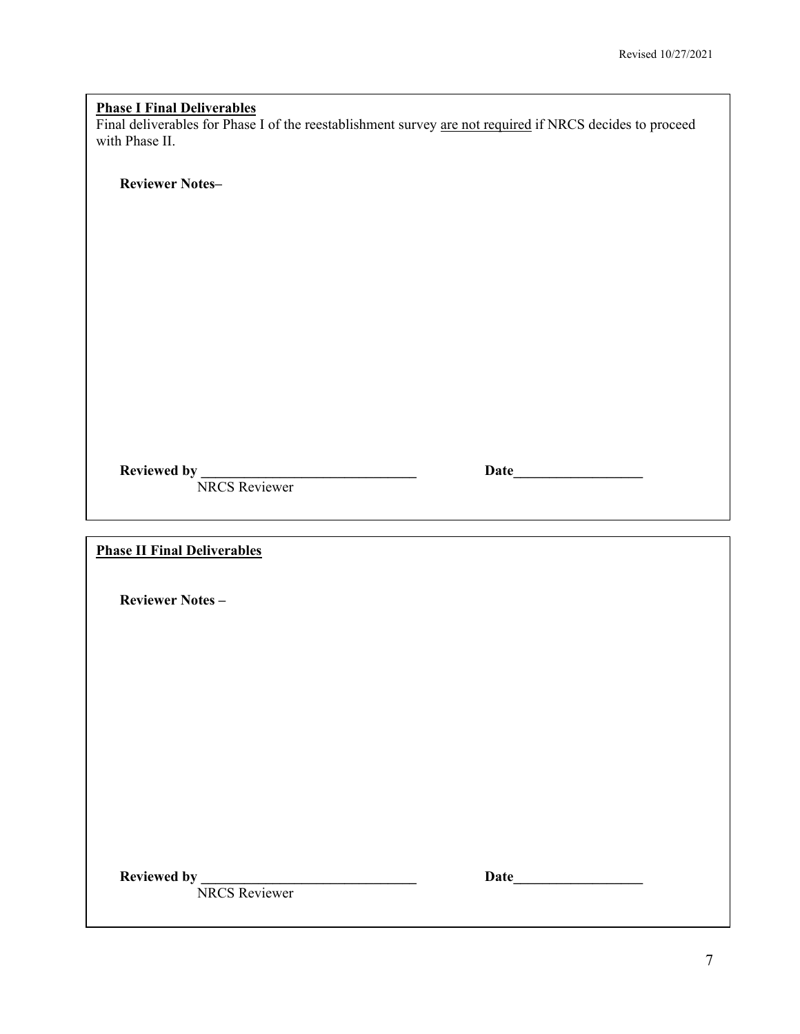**<u>Phase I Final Deliverables</u>**

Final deliverables for Phase I of the reestablishment survey <u>are not required</u> if NRCS decides to proceed with Phase II.

**Reviewer Notes–**

**Reviewed by** \_\_\_\_\_\_\_\_\_\_\_\_\_\_\_\_\_\_\_\_\_\_\_\_\_\_\_\_\_\_ **Date**\_\_\_\_\_\_\_\_\_\_\_\_\_\_\_\_\_\_
NRCS Reviewer

**<u>Phase II Final Deliverables</u>**

**Reviewer Notes –**

**Reviewed by** \_\_\_\_\_\_\_\_\_\_\_\_\_\_\_\_\_\_\_\_\_\_\_\_\_\_\_\_\_\_ **Date**\_\_\_\_\_\_\_\_\_\_\_\_\_\_\_\_\_\_
NRCS Reviewer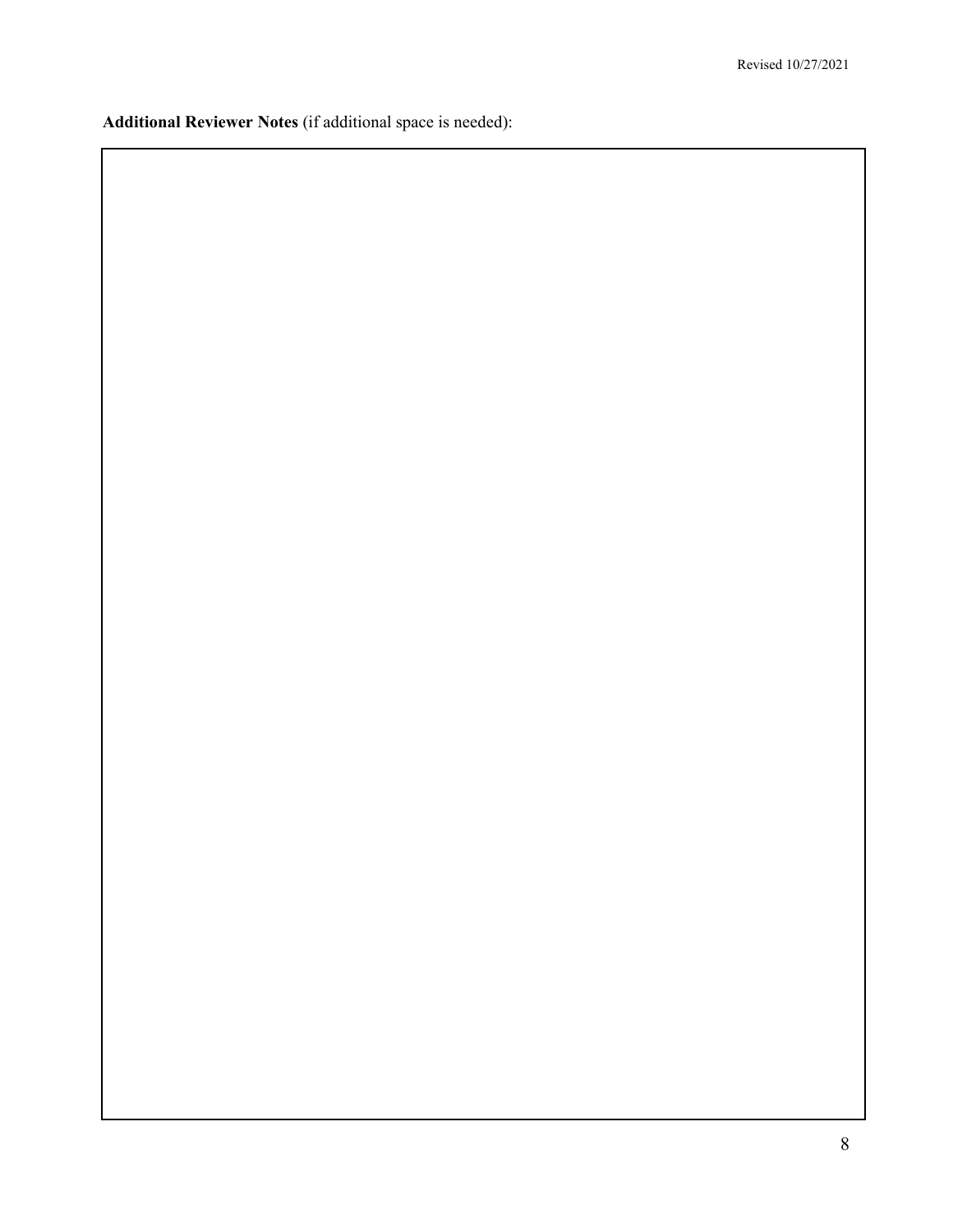**Additional Reviewer Notes** (if additional space is needed):